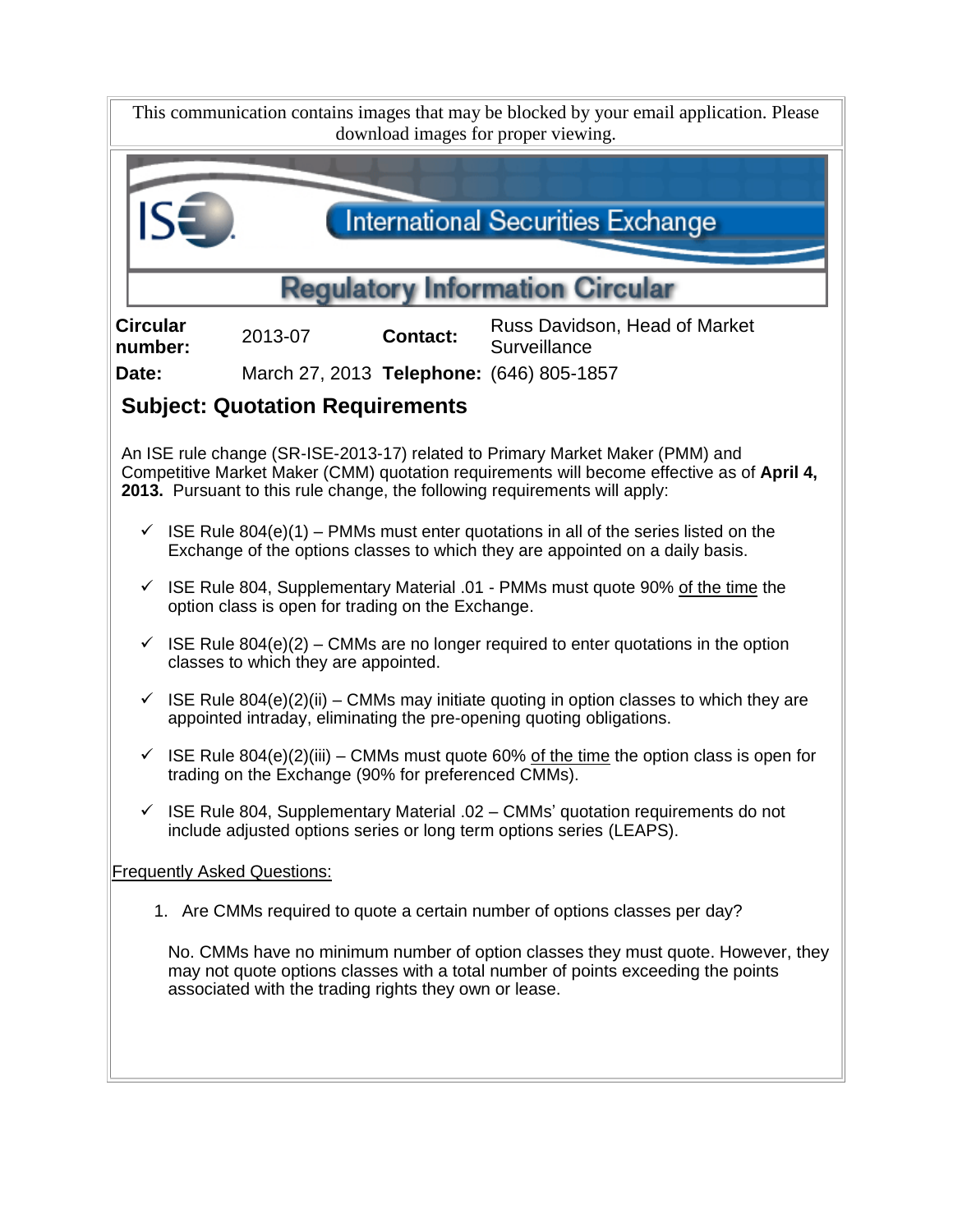This communication contains images that may be blocked by your email application. Please download images for proper viewing.

International Securities Exchange

# Regulatory Information Circular

| **Circular number:** | 2013-07 | **Contact:** | Russ Davidson, Head of Market Surveillance |
|---|---|---|---|
| **Date:** | March 27, 2013 | **Telephone:** | (646) 805-1857 |

## Subject: Quotation Requirements

An ISE rule change (SR-ISE-2013-17) related to Primary Market Maker (PMM) and Competitive Market Maker (CMM) quotation requirements will become effective as of **April 4, 2013.** Pursuant to this rule change, the following requirements will apply:

- ✓ ISE Rule 804(e)(1) – PMMs must enter quotations in all of the series listed on the Exchange of the options classes to which they are appointed on a daily basis.
- ✓ ISE Rule 804, Supplementary Material .01 - PMMs must quote 90% of the time the option class is open for trading on the Exchange.
- ✓ ISE Rule 804(e)(2) – CMMs are no longer required to enter quotations in the option classes to which they are appointed.
- ✓ ISE Rule 804(e)(2)(ii) – CMMs may initiate quoting in option classes to which they are appointed intraday, eliminating the pre-opening quoting obligations.
- ✓ ISE Rule 804(e)(2)(iii) – CMMs must quote 60% of the time the option class is open for trading on the Exchange (90% for preferenced CMMs).
- ✓ ISE Rule 804, Supplementary Material .02 – CMMs' quotation requirements do not include adjusted options series or long term options series (LEAPS).

Frequently Asked Questions:

1. Are CMMs required to quote a certain number of options classes per day?

   No. CMMs have no minimum number of option classes they must quote. However, they may not quote options classes with a total number of points exceeding the points associated with the trading rights they own or lease.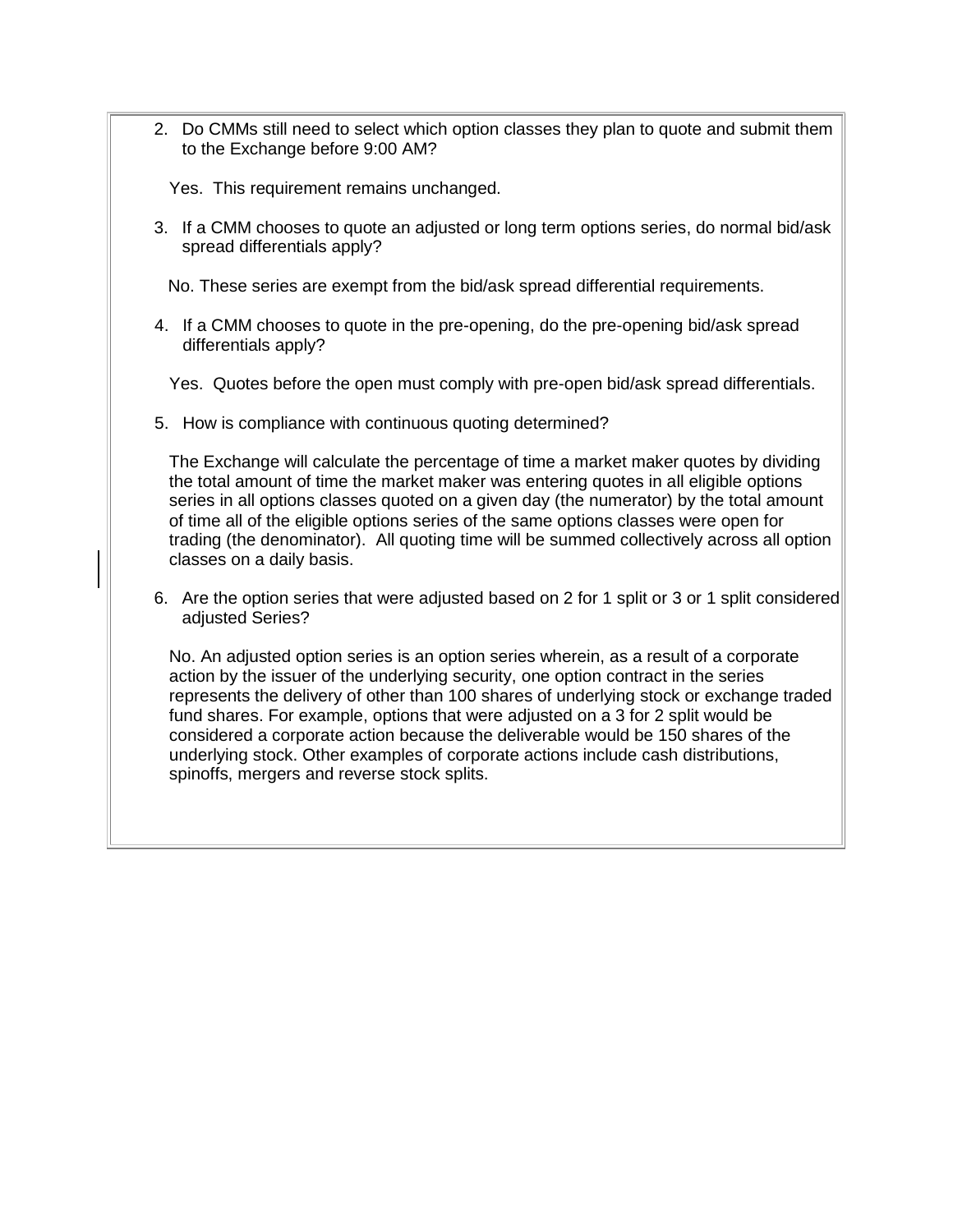2. Do CMMs still need to select which option classes they plan to quote and submit them to the Exchange before 9:00 AM?

   Yes. This requirement remains unchanged.

3. If a CMM chooses to quote an adjusted or long term options series, do normal bid/ask spread differentials apply?

   No. These series are exempt from the bid/ask spread differential requirements.

4. If a CMM chooses to quote in the pre-opening, do the pre-opening bid/ask spread differentials apply?

   Yes. Quotes before the open must comply with pre-open bid/ask spread differentials.

5. How is compliance with continuous quoting determined?

   The Exchange will calculate the percentage of time a market maker quotes by dividing the total amount of time the market maker was entering quotes in all eligible options series in all options classes quoted on a given day (the numerator) by the total amount of time all of the eligible options series of the same options classes were open for trading (the denominator). All quoting time will be summed collectively across all option classes on a daily basis.

6. Are the option series that were adjusted based on 2 for 1 split or 3 or 1 split considered adjusted Series?

   No. An adjusted option series is an option series wherein, as a result of a corporate action by the issuer of the underlying security, one option contract in the series represents the delivery of other than 100 shares of underlying stock or exchange traded fund shares. For example, options that were adjusted on a 3 for 2 split would be considered a corporate action because the deliverable would be 150 shares of the underlying stock. Other examples of corporate actions include cash distributions, spinoffs, mergers and reverse stock splits.